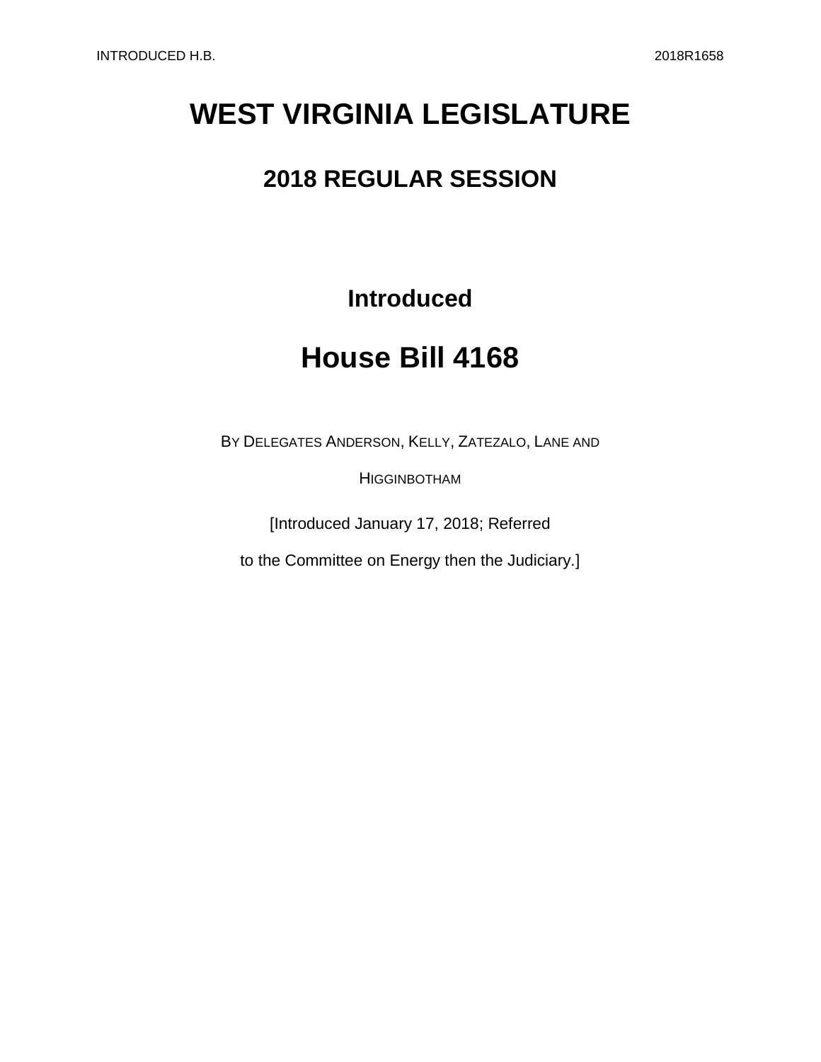# WEST VIRGINIA LEGISLATURE

## 2018 REGULAR SESSION

### Introduced

# House Bill 4168

BY DELEGATES ANDERSON, KELLY, ZATEZALO, LANE AND HIGGINBOTHAM

[Introduced January 17, 2018; Referred to the Committee on Energy then the Judiciary.]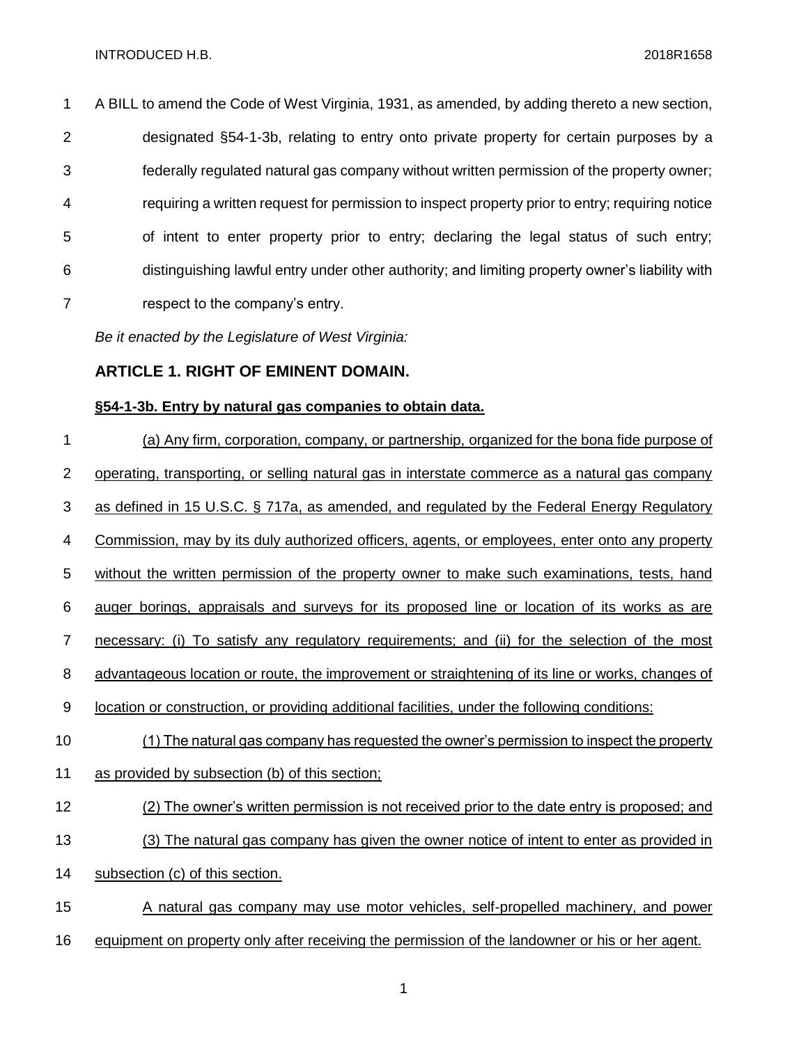A BILL to amend the Code of West Virginia, 1931, as amended, by adding thereto a new section, designated §54-1-3b, relating to entry onto private property for certain purposes by a federally regulated natural gas company without written permission of the property owner; requiring a written request for permission to inspect property prior to entry; requiring notice of intent to enter property prior to entry; declaring the legal status of such entry; distinguishing lawful entry under other authority; and limiting property owner's liability with respect to the company's entry.

*Be it enacted by the Legislature of West Virginia:*

## ARTICLE 1. RIGHT OF EMINENT DOMAIN.

### §54-1-3b. Entry by natural gas companies to obtain data.

(a) Any firm, corporation, company, or partnership, organized for the bona fide purpose of operating, transporting, or selling natural gas in interstate commerce as a natural gas company as defined in 15 U.S.C. § 717a, as amended, and regulated by the Federal Energy Regulatory Commission, may by its duly authorized officers, agents, or employees, enter onto any property without the written permission of the property owner to make such examinations, tests, hand auger borings, appraisals and surveys for its proposed line or location of its works as are necessary: (i) To satisfy any regulatory requirements; and (ii) for the selection of the most advantageous location or route, the improvement or straightening of its line or works, changes of location or construction, or providing additional facilities, under the following conditions:

(1) The natural gas company has requested the owner's permission to inspect the property as provided by subsection (b) of this section;

(2) The owner's written permission is not received prior to the date entry is proposed; and

(3) The natural gas company has given the owner notice of intent to enter as provided in subsection (c) of this section.

A natural gas company may use motor vehicles, self-propelled machinery, and power equipment on property only after receiving the permission of the landowner or his or her agent.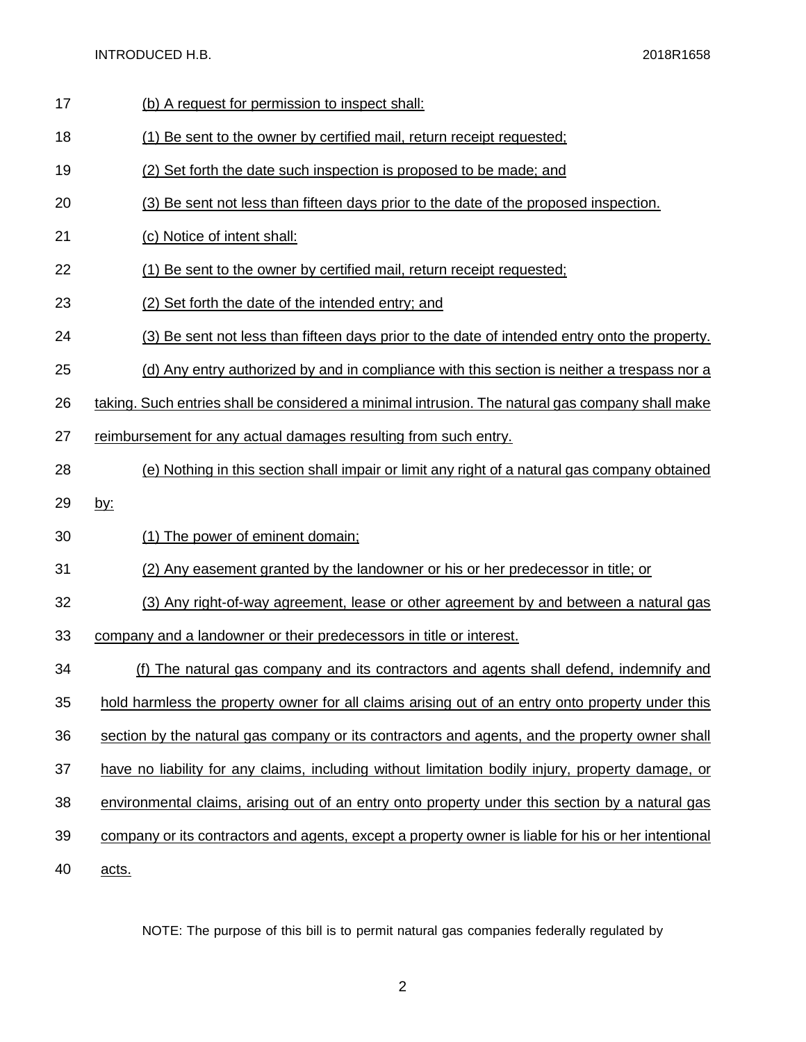(b) A request for permission to inspect shall:

(1) Be sent to the owner by certified mail, return receipt requested;

(2) Set forth the date such inspection is proposed to be made; and

(3) Be sent not less than fifteen days prior to the date of the proposed inspection.

(c) Notice of intent shall:

(1) Be sent to the owner by certified mail, return receipt requested;

(2) Set forth the date of the intended entry; and

(3) Be sent not less than fifteen days prior to the date of intended entry onto the property.

(d) Any entry authorized by and in compliance with this section is neither a trespass nor a taking. Such entries shall be considered a minimal intrusion. The natural gas company shall make reimbursement for any actual damages resulting from such entry.

(e) Nothing in this section shall impair or limit any right of a natural gas company obtained by:

(1) The power of eminent domain;

(2) Any easement granted by the landowner or his or her predecessor in title; or

(3) Any right-of-way agreement, lease or other agreement by and between a natural gas company and a landowner or their predecessors in title or interest.

(f) The natural gas company and its contractors and agents shall defend, indemnify and hold harmless the property owner for all claims arising out of an entry onto property under this section by the natural gas company or its contractors and agents, and the property owner shall have no liability for any claims, including without limitation bodily injury, property damage, or environmental claims, arising out of an entry onto property under this section by a natural gas company or its contractors and agents, except a property owner is liable for his or her intentional acts.

NOTE: The purpose of this bill is to permit natural gas companies federally regulated by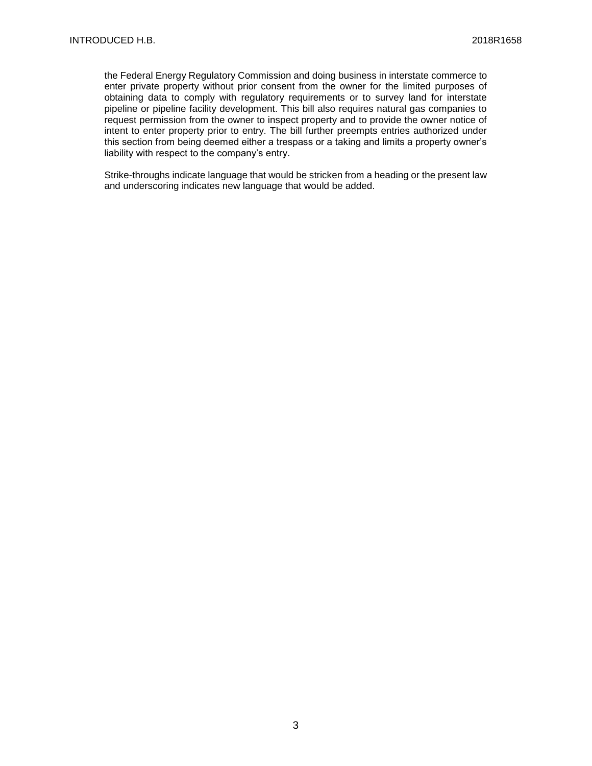the Federal Energy Regulatory Commission and doing business in interstate commerce to enter private property without prior consent from the owner for the limited purposes of obtaining data to comply with regulatory requirements or to survey land for interstate pipeline or pipeline facility development. This bill also requires natural gas companies to request permission from the owner to inspect property and to provide the owner notice of intent to enter property prior to entry. The bill further preempts entries authorized under this section from being deemed either a trespass or a taking and limits a property owner's liability with respect to the company's entry.

Strike-throughs indicate language that would be stricken from a heading or the present law and underscoring indicates new language that would be added.